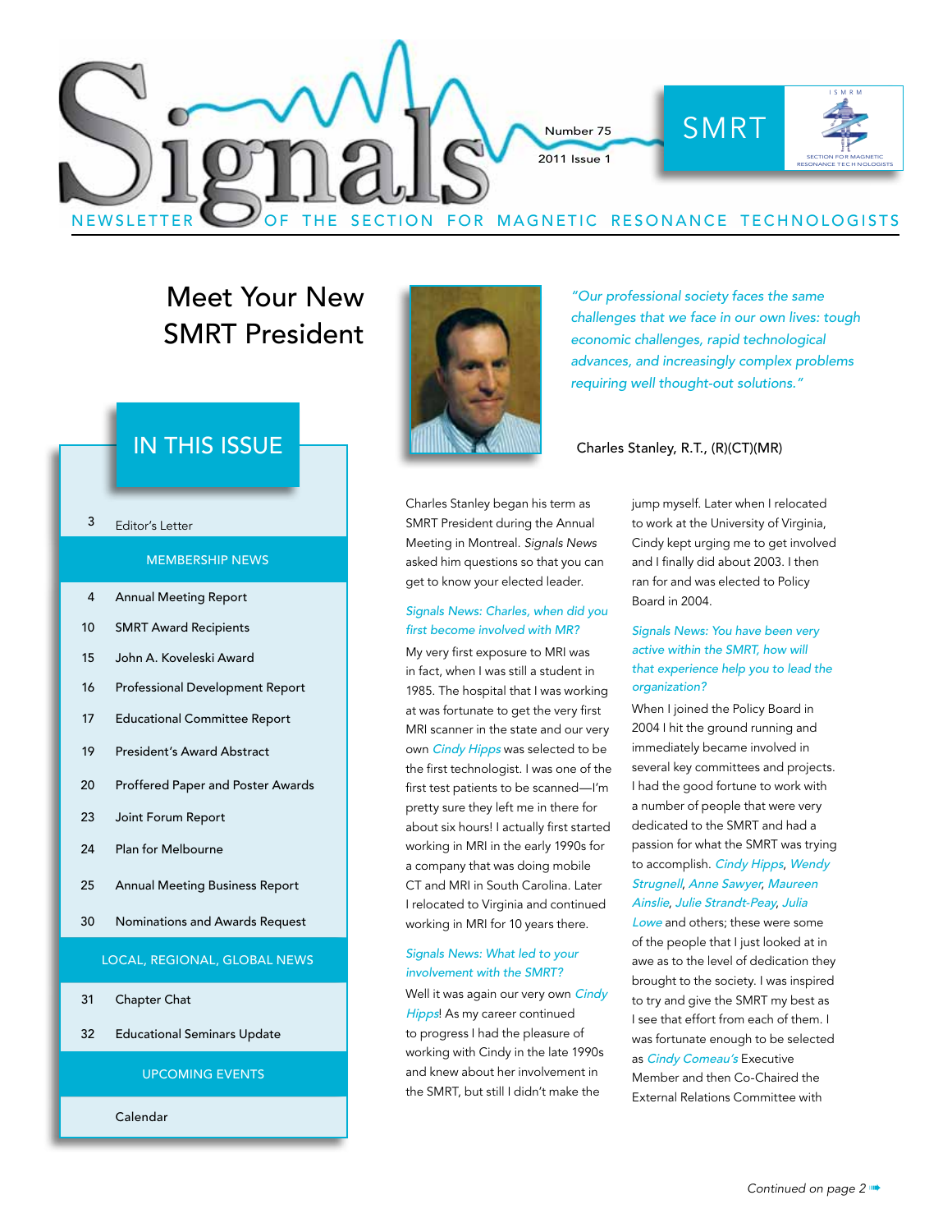# Signals

Number 75

2011 Issue 1

SMRT

NEWSLETTER OF THE SECTION FOR MAGNETIC RESONANCE TECHNOLOGISTS

## IN THIS ISSUE

| | |
|---|---|
| 3 | Editor's Letter |
| | **MEMBERSHIP NEWS** |
| 4 | Annual Meeting Report |
| 10 | SMRT Award Recipients |
| 15 | John A. Koveleski Award |
| 16 | Professional Development Report |
| 17 | Educational Committee Report |
| 19 | President's Award Abstract |
| 20 | Proffered Paper and Poster Awards |
| 23 | Joint Forum Report |
| 24 | Plan for Melbourne |
| 25 | Annual Meeting Business Report |
| 30 | Nominations and Awards Request |
| | **LOCAL, REGIONAL, GLOBAL NEWS** |
| 31 | Chapter Chat |
| 32 | Educational Seminars Update |
| | **UPCOMING EVENTS** |
| | Calendar |

# Meet Your New SMRT President

*"Our professional society faces the same challenges that we face in our own lives: tough economic challenges, rapid technological advances, and increasingly complex problems requiring well thought-out solutions."*

Charles Stanley, R.T., (R)(CT)(MR)

Charles Stanley began his term as SMRT President during the Annual Meeting in Montreal. *Signals News* asked him questions so that you can get to know your elected leader.

*Signals News: Charles, when did you first become involved with MR?*

My very first exposure to MRI was in fact, when I was still a student in 1985. The hospital that I was working at was fortunate to get the very first MRI scanner in the state and our very own *Cindy Hipps* was selected to be the first technologist. I was one of the first test patients to be scanned—I'm pretty sure they left me in there for about six hours! I actually first started working in MRI in the early 1990s for a company that was doing mobile CT and MRI in South Carolina. Later I relocated to Virginia and continued working in MRI for 10 years there.

*Signals News: What led to your involvement with the SMRT?*

Well it was again our very own *Cindy Hipps*! As my career continued to progress I had the pleasure of working with Cindy in the late 1990s and knew about her involvement in the SMRT, but still I didn't make the jump myself. Later when I relocated to work at the University of Virginia, Cindy kept urging me to get involved and I finally did about 2003. I then ran for and was elected to Policy Board in 2004.

*Signals News: You have been very active within the SMRT, how will that experience help you to lead the organization?*

When I joined the Policy Board in 2004 I hit the ground running and immediately became involved in several key committees and projects. I had the good fortune to work with a number of people that were very dedicated to the SMRT and had a passion for what the SMRT was trying to accomplish. *Cindy Hipps*, *Wendy Strugnell*, *Anne Sawyer*, *Maureen Ainslie*, *Julie Strandt-Peay*, *Julia Lowe* and others; these were some of the people that I just looked at in awe as to the level of dedication they brought to the society. I was inspired to try and give the SMRT my best as I see that effort from each of them. I was fortunate enough to be selected as *Cindy Comeau's* Executive Member and then Co-Chaired the External Relations Committee with

*Continued on page 2*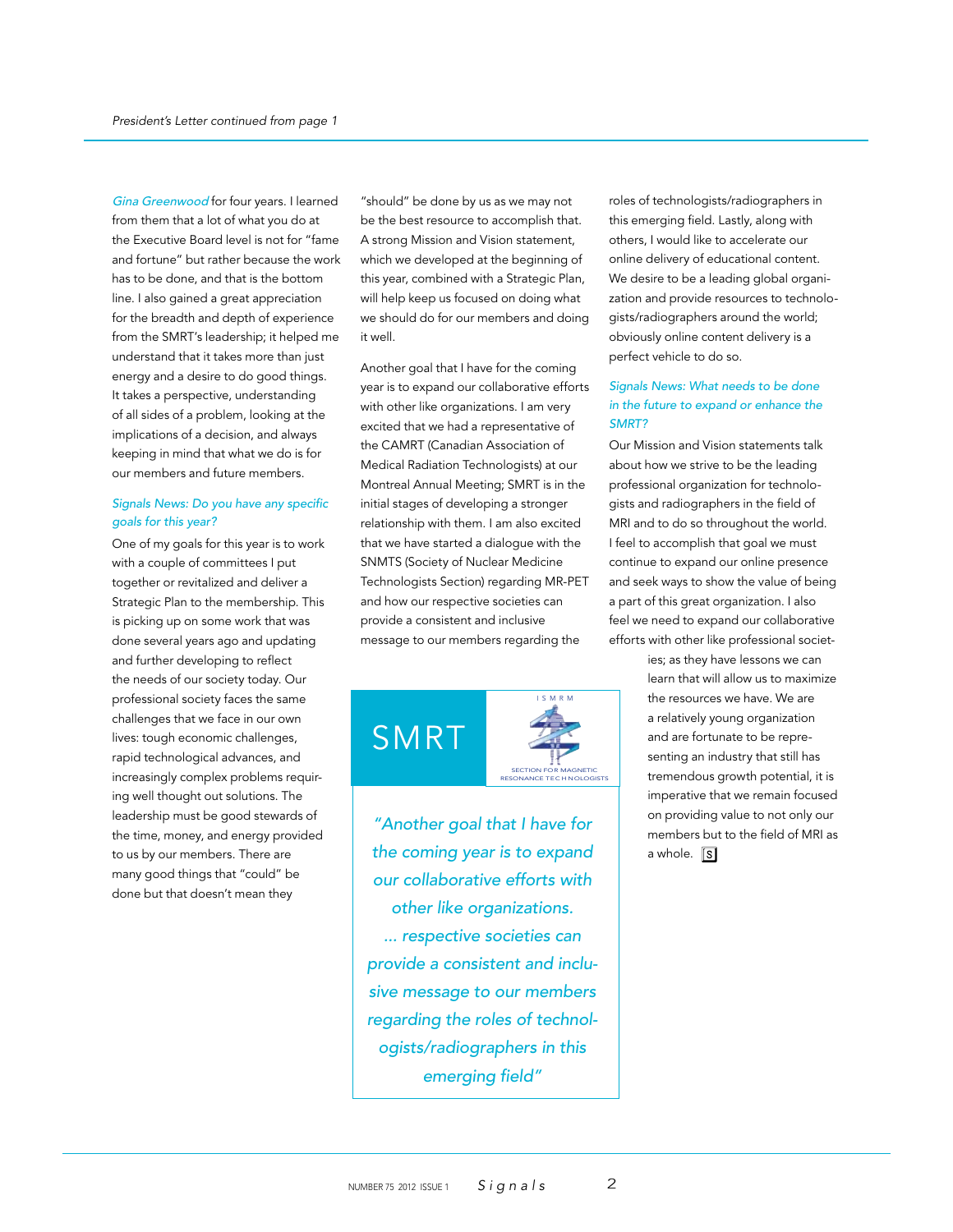*President's Letter continued from page 1*

*Gina Greenwood* for four years. I learned from them that a lot of what you do at the Executive Board level is not for "fame and fortune" but rather because the work has to be done, and that is the bottom line. I also gained a great appreciation for the breadth and depth of experience from the SMRT's leadership; it helped me understand that it takes more than just energy and a desire to do good things. It takes a perspective, understanding of all sides of a problem, looking at the implications of a decision, and always keeping in mind that what we do is for our members and future members.

*Signals News: Do you have any specific goals for this year?*

One of my goals for this year is to work with a couple of committees I put together or revitalized and deliver a Strategic Plan to the membership. This is picking up on some work that was done several years ago and updating and further developing to reflect the needs of our society today. Our professional society faces the same challenges that we face in our own lives: tough economic challenges, rapid technological advances, and increasingly complex problems requiring well thought out solutions. The leadership must be good stewards of the time, money, and energy provided to us by our members. There are many good things that "could" be done but that doesn't mean they "should" be done by us as we may not be the best resource to accomplish that. A strong Mission and Vision statement, which we developed at the beginning of this year, combined with a Strategic Plan, will help keep us focused on doing what we should do for our members and doing it well.

Another goal that I have for the coming year is to expand our collaborative efforts with other like organizations. I am very excited that we had a representative of the CAMRT (Canadian Association of Medical Radiation Technologists) at our Montreal Annual Meeting; SMRT is in the initial stages of developing a stronger relationship with them. I am also excited that we have started a dialogue with the SNMTS (Society of Nuclear Medicine Technologists Section) regarding MR-PET and how our respective societies can provide a consistent and inclusive message to our members regarding the roles of technologists/radiographers in this emerging field. Lastly, along with others, I would like to accelerate our online delivery of educational content. We desire to be a leading global organization and provide resources to technologists/radiographers around the world; obviously online content delivery is a perfect vehicle to do so.

*Signals News: What needs to be done in the future to expand or enhance the SMRT?*

Our Mission and Vision statements talk about how we strive to be the leading professional organization for technologists and radiographers in the field of MRI and to do so throughout the world. I feel to accomplish that goal we must continue to expand our online presence and seek ways to show the value of being a part of this great organization. I also feel we need to expand our collaborative efforts with other like professional societies; as they have lessons we can learn that will allow us to maximize the resources we have. We are a relatively young organization and are fortunate to be representing an industry that still has tremendous growth potential, it is imperative that we remain focused on providing value to not only our members but to the field of MRI as a whole.

SMRT

ISMRM

SECTION FOR MAGNETIC RESONANCE TECHNOLOGISTS

*"Another goal that I have for the coming year is to expand our collaborative efforts with other like organizations. ... respective societies can provide a consistent and inclusive message to our members regarding the roles of technologists/radiographers in this emerging field"*